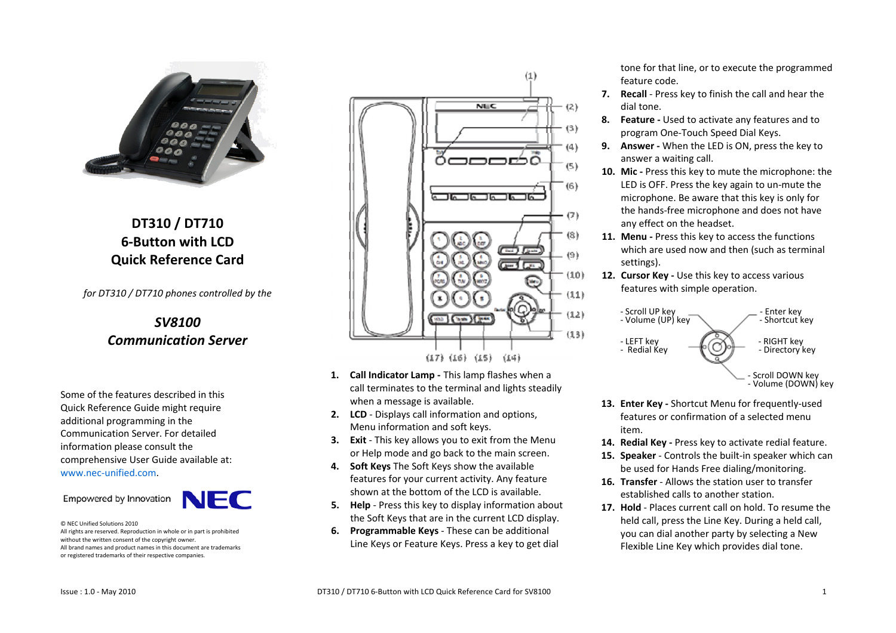# DT310 / DT710
# 6-Button with LCD
# Quick Reference Card

*for DT310 / DT710 phones controlled by the*

## *SV8100*
## *Communication Server*

Some of the features described in this Quick Reference Guide might require additional programming in the Communication Server. For detailed information please consult the comprehensive User Guide available at: www.nec-unified.com.

Empowered by Innovation NEC

© NEC Unified Solutions 2010
All rights are reserved. Reproduction in whole or in part is prohibited without the written consent of the copyright owner.
All brand names and product names in this document are trademarks or registered trademarks of their respective companies.

(1) (2) (3) (4) (5) (6) (7) (8) (9) (10) (11) (12) (13) (17) (16) (15) (14)

1. **Call Indicator Lamp -** This lamp flashes when a call terminates to the terminal and lights steadily when a message is available.
2. **LCD** - Displays call information and options, Menu information and soft keys.
3. **Exit** - This key allows you to exit from the Menu or Help mode and go back to the main screen.
4. **Soft Keys** The Soft Keys show the available features for your current activity. Any feature shown at the bottom of the LCD is available.
5. **Help** - Press this key to display information about the Soft Keys that are in the current LCD display.
6. **Programmable Keys** - These can be additional Line Keys or Feature Keys. Press a key to get dial tone for that line, or to execute the programmed feature code.
7. **Recall** - Press key to finish the call and hear the dial tone.
8. **Feature -** Used to activate any features and to program One-Touch Speed Dial Keys.
9. **Answer -** When the LED is ON, press the key to answer a waiting call.
10. **Mic -** Press this key to mute the microphone: the LED is OFF. Press the key again to un-mute the microphone. Be aware that this key is only for the hands-free microphone and does not have any effect on the headset.
11. **Menu -** Press this key to access the functions which are used now and then (such as terminal settings).
12. **Cursor Key -** Use this key to access various features with simple operation.

- Scroll UP key
- Volume (UP) key

- Enter key
- Shortcut key

- LEFT key
- Redial Key

- RIGHT key
- Directory key

- Scroll DOWN key
- Volume (DOWN) key

13. **Enter Key -** Shortcut Menu for frequently-used features or confirmation of a selected menu item.
14. **Redial Key -** Press key to activate redial feature.
15. **Speaker** - Controls the built-in speaker which can be used for Hands Free dialing/monitoring.
16. **Transfer** - Allows the station user to transfer established calls to another station.
17. **Hold** - Places current call on hold. To resume the held call, press the Line Key. During a held call, you can dial another party by selecting a New Flexible Line Key which provides dial tone.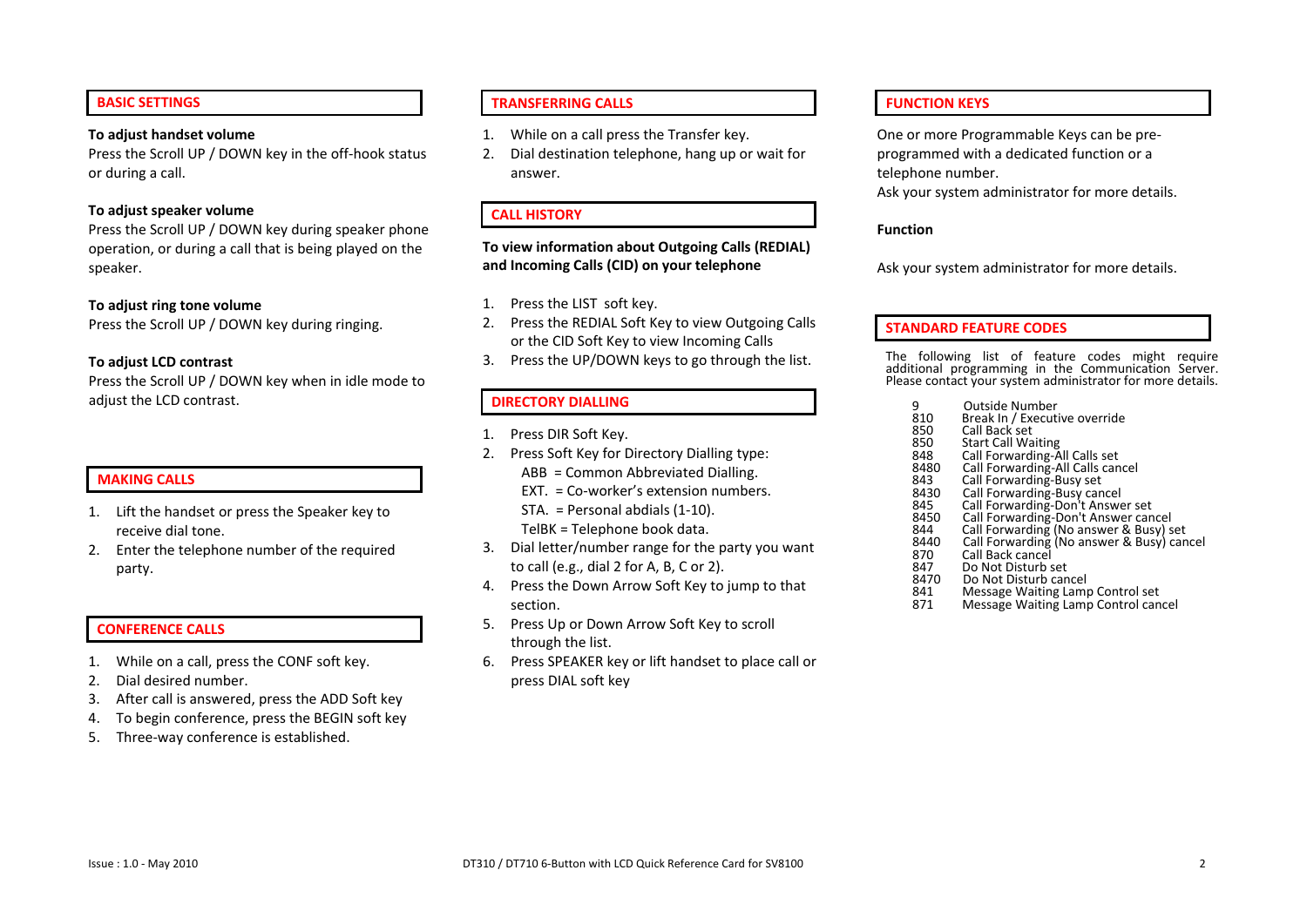## BASIC SETTINGS

**To adjust handset volume**
Press the Scroll UP / DOWN key in the off-hook status or during a call.

**To adjust speaker volume**
Press the Scroll UP / DOWN key during speaker phone operation, or during a call that is being played on the speaker.

**To adjust ring tone volume**
Press the Scroll UP / DOWN key during ringing.

**To adjust LCD contrast**
Press the Scroll UP / DOWN key when in idle mode to adjust the LCD contrast.

## MAKING CALLS

1. Lift the handset or press the Speaker key to receive dial tone.
2. Enter the telephone number of the required party.

## CONFERENCE CALLS

1. While on a call, press the CONF soft key.
2. Dial desired number.
3. After call is answered, press the ADD Soft key
4. To begin conference, press the BEGIN soft key
5. Three-way conference is established.

## TRANSFERRING CALLS

1. While on a call press the Transfer key.
2. Dial destination telephone, hang up or wait for answer.

## CALL HISTORY

**To view information about Outgoing Calls (REDIAL) and Incoming Calls (CID) on your telephone**

1. Press the LIST soft key.
2. Press the REDIAL Soft Key to view Outgoing Calls or the CID Soft Key to view Incoming Calls
3. Press the UP/DOWN keys to go through the list.

## DIRECTORY DIALLING

1. Press DIR Soft Key.
2. Press Soft Key for Directory Dialling type:
   ABB = Common Abbreviated Dialling.
   EXT. = Co-worker's extension numbers.
   STA. = Personal abdials (1-10).
   TelBK = Telephone book data.
3. Dial letter/number range for the party you want to call (e.g., dial 2 for A, B, C or 2).
4. Press the Down Arrow Soft Key to jump to that section.
5. Press Up or Down Arrow Soft Key to scroll through the list.
6. Press SPEAKER key or lift handset to place call or press DIAL soft key

## FUNCTION KEYS

One or more Programmable Keys can be pre-programmed with a dedicated function or a telephone number.
Ask your system administrator for more details.

**Function**

Ask your system administrator for more details.

## STANDARD FEATURE CODES

The following list of feature codes might require additional programming in the Communication Server. Please contact your system administrator for more details.

| | |
|---|---|
| 9 | Outside Number |
| 810 | Break In / Executive override |
| 850 | Call Back set |
| 850 | Start Call Waiting |
| 848 | Call Forwarding-All Calls set |
| 8480 | Call Forwarding-All Calls cancel |
| 843 | Call Forwarding-Busy set |
| 8430 | Call Forwarding-Busy cancel |
| 845 | Call Forwarding-Don't Answer set |
| 8450 | Call Forwarding-Don't Answer cancel |
| 844 | Call Forwarding (No answer & Busy) set |
| 8440 | Call Forwarding (No answer & Busy) cancel |
| 870 | Call Back cancel |
| 847 | Do Not Disturb set |
| 8470 | Do Not Disturb cancel |
| 841 | Message Waiting Lamp Control set |
| 871 | Message Waiting Lamp Control cancel |